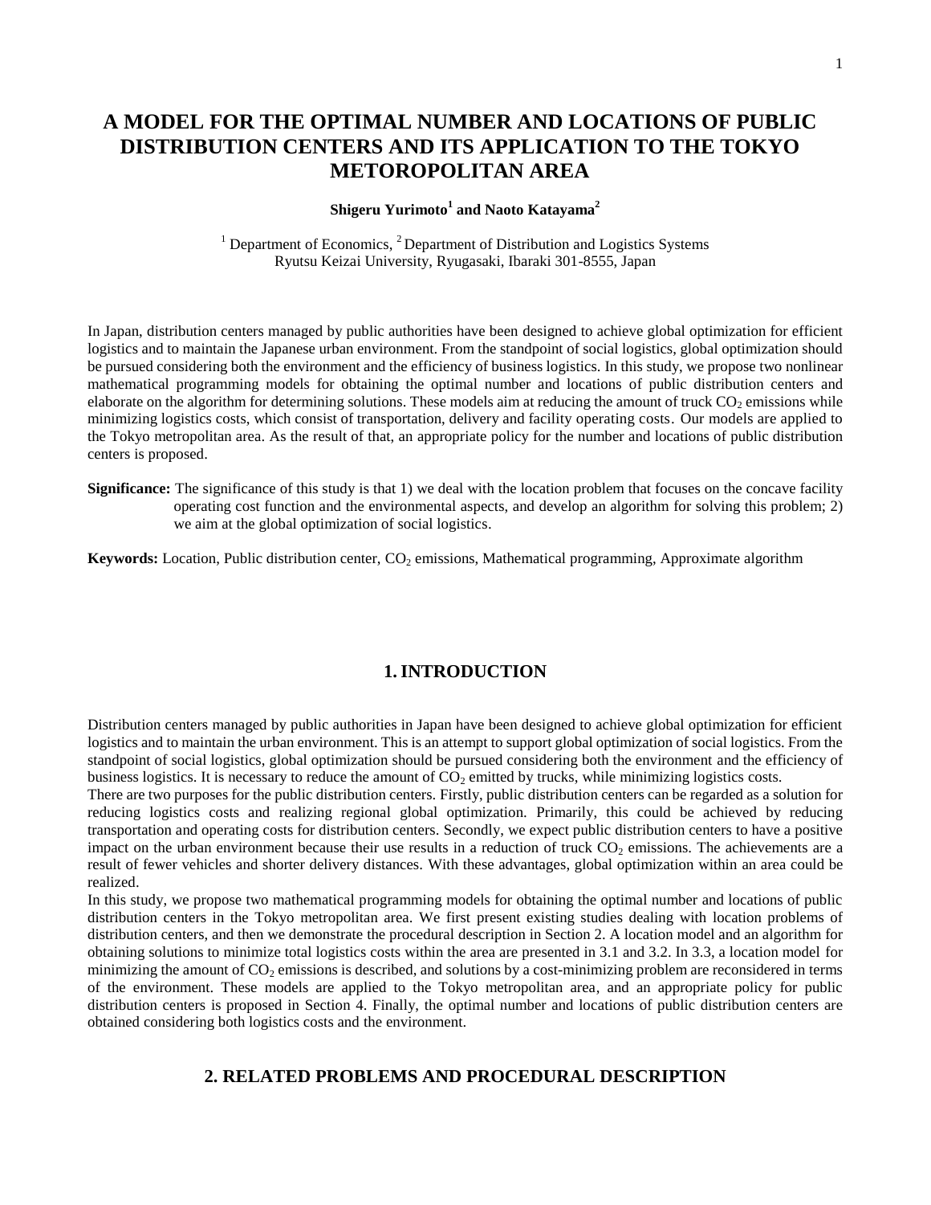# A MODEL FOR THE OPTIMAL NUMBER AND LOCATIONS OF PUBLIC DISTRIBUTION CENTERS AND ITS APPLICATION TO THE TOKYO METOROPOLITAN AREA

**Shigeru Yurimoto[1] and Naoto Katayama[2]**

[1] Department of Economics, [2] Department of Distribution and Logistics Systems
Ryutsu Keizai University, Ryugasaki, Ibaraki 301-8555, Japan

In Japan, distribution centers managed by public authorities have been designed to achieve global optimization for efficient logistics and to maintain the Japanese urban environment. From the standpoint of social logistics, global optimization should be pursued considering both the environment and the efficiency of business logistics. In this study, we propose two nonlinear mathematical programming models for obtaining the optimal number and locations of public distribution centers and elaborate on the algorithm for determining solutions. These models aim at reducing the amount of truck $CO_2$ emissions while minimizing logistics costs, which consist of transportation, delivery and facility operating costs. Our models are applied to the Tokyo metropolitan area. As the result of that, an appropriate policy for the number and locations of public distribution centers is proposed.

**Significance:** The significance of this study is that 1) we deal with the location problem that focuses on the concave facility operating cost function and the environmental aspects, and develop an algorithm for solving this problem; 2) we aim at the global optimization of social logistics.

**Keywords:** Location, Public distribution center, $CO_2$ emissions, Mathematical programming, Approximate algorithm

## 1. INTRODUCTION

Distribution centers managed by public authorities in Japan have been designed to achieve global optimization for efficient logistics and to maintain the urban environment. This is an attempt to support global optimization of social logistics. From the standpoint of social logistics, global optimization should be pursued considering both the environment and the efficiency of business logistics. It is necessary to reduce the amount of $CO_2$ emitted by trucks, while minimizing logistics costs.

There are two purposes for the public distribution centers. Firstly, public distribution centers can be regarded as a solution for reducing logistics costs and realizing regional global optimization. Primarily, this could be achieved by reducing transportation and operating costs for distribution centers. Secondly, we expect public distribution centers to have a positive impact on the urban environment because their use results in a reduction of truck $CO_2$ emissions. The achievements are a result of fewer vehicles and shorter delivery distances. With these advantages, global optimization within an area could be realized.

In this study, we propose two mathematical programming models for obtaining the optimal number and locations of public distribution centers in the Tokyo metropolitan area. We first present existing studies dealing with location problems of distribution centers, and then we demonstrate the procedural description in Section 2. A location model and an algorithm for obtaining solutions to minimize total logistics costs within the area are presented in 3.1 and 3.2. In 3.3, a location model for minimizing the amount of $CO_2$ emissions is described, and solutions by a cost-minimizing problem are reconsidered in terms of the environment. These models are applied to the Tokyo metropolitan area, and an appropriate policy for public distribution centers is proposed in Section 4. Finally, the optimal number and locations of public distribution centers are obtained considering both logistics costs and the environment.

## 2. RELATED PROBLEMS AND PROCEDURAL DESCRIPTION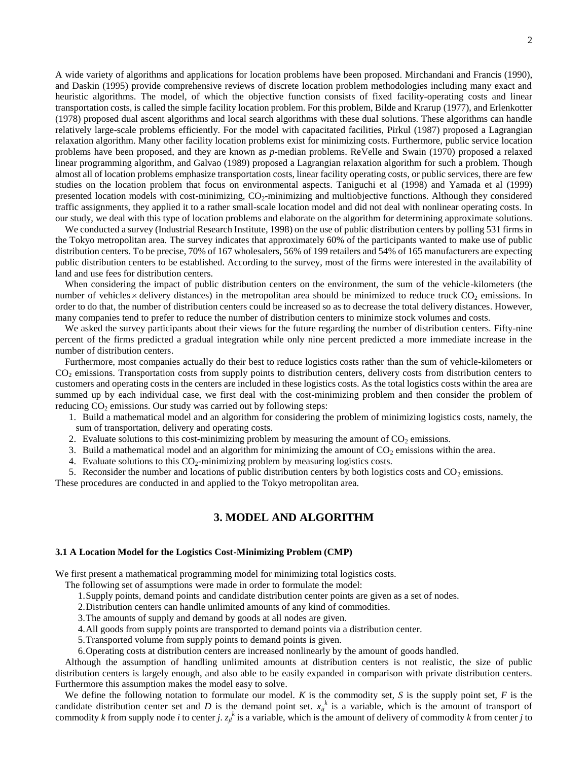A wide variety of algorithms and applications for location problems have been proposed. Mirchandani and Francis (1990), and Daskin (1995) provide comprehensive reviews of discrete location problem methodologies including many exact and heuristic algorithms. The model, of which the objective function consists of fixed facility-operating costs and linear transportation costs, is called the simple facility location problem. For this problem, Bilde and Krarup (1977), and Erlenkotter (1978) proposed dual ascent algorithms and local search algorithms with these dual solutions. These algorithms can handle relatively large-scale problems efficiently. For the model with capacitated facilities, Pirkul (1987) proposed a Lagrangian relaxation algorithm. Many other facility location problems exist for minimizing costs. Furthermore, public service location problems have been proposed, and they are known as *p*-median problems. ReVelle and Swain (1970) proposed a relaxed linear programming algorithm, and Galvao (1989) proposed a Lagrangian relaxation algorithm for such a problem. Though almost all of location problems emphasize transportation costs, linear facility operating costs, or public services, there are few studies on the location problem that focus on environmental aspects. Taniguchi et al (1998) and Yamada et al (1999) presented location models with cost-minimizing, $CO_2$-minimizing and multiobjective functions. Although they considered traffic assignments, they applied it to a rather small-scale location model and did not deal with nonlinear operating costs. In our study, we deal with this type of location problems and elaborate on the algorithm for determining approximate solutions.

We conducted a survey (Industrial Research Institute, 1998) on the use of public distribution centers by polling 531 firms in the Tokyo metropolitan area. The survey indicates that approximately 60% of the participants wanted to make use of public distribution centers. To be precise, 70% of 167 wholesalers, 56% of 199 retailers and 54% of 165 manufacturers are expecting public distribution centers to be established. According to the survey, most of the firms were interested in the availability of land and use fees for distribution centers.

When considering the impact of public distribution centers on the environment, the sum of the vehicle-kilometers (the number of vehicles $\times$ delivery distances) in the metropolitan area should be minimized to reduce truck $CO_2$ emissions. In order to do that, the number of distribution centers could be increased so as to decrease the total delivery distances. However, many companies tend to prefer to reduce the number of distribution centers to minimize stock volumes and costs.

We asked the survey participants about their views for the future regarding the number of distribution centers. Fifty-nine percent of the firms predicted a gradual integration while only nine percent predicted a more immediate increase in the number of distribution centers.

Furthermore, most companies actually do their best to reduce logistics costs rather than the sum of vehicle-kilometers or $CO_2$ emissions. Transportation costs from supply points to distribution centers, delivery costs from distribution centers to customers and operating costs in the centers are included in these logistics costs. As the total logistics costs within the area are summed up by each individual case, we first deal with the cost-minimizing problem and then consider the problem of reducing $CO_2$ emissions. Our study was carried out by following steps:

1. Build a mathematical model and an algorithm for considering the problem of minimizing logistics costs, namely, the sum of transportation, delivery and operating costs.
2. Evaluate solutions to this cost-minimizing problem by measuring the amount of $CO_2$ emissions.
3. Build a mathematical model and an algorithm for minimizing the amount of $CO_2$ emissions within the area.
4. Evaluate solutions to this $CO_2$-minimizing problem by measuring logistics costs.
5. Reconsider the number and locations of public distribution centers by both logistics costs and $CO_2$ emissions.

These procedures are conducted in and applied to the Tokyo metropolitan area.

## 3. MODEL AND ALGORITHM

### 3.1 A Location Model for the Logistics Cost-Minimizing Problem (CMP)

We first present a mathematical programming model for minimizing total logistics costs.

The following set of assumptions were made in order to formulate the model:

1. Supply points, demand points and candidate distribution center points are given as a set of nodes.
2. Distribution centers can handle unlimited amounts of any kind of commodities.
3. The amounts of supply and demand by goods at all nodes are given.
4. All goods from supply points are transported to demand points via a distribution center.
5. Transported volume from supply points to demand points is given.
6. Operating costs at distribution centers are increased nonlinearly by the amount of goods handled.

Although the assumption of handling unlimited amounts at distribution centers is not realistic, the size of public distribution centers is largely enough, and also able to be easily expanded in comparison with private distribution centers. Furthermore this assumption makes the model easy to solve.

We define the following notation to formulate our model. $K$ is the commodity set, $S$ is the supply point set, $F$ is the candidate distribution center set and $D$ is the demand point set. $x_{ij}^{k}$ is a variable, which is the amount of transport of commodity $k$ from supply node $i$ to center $j$. $z_{jl}^{k}$ is a variable, which is the amount of delivery of commodity $k$ from center $j$ to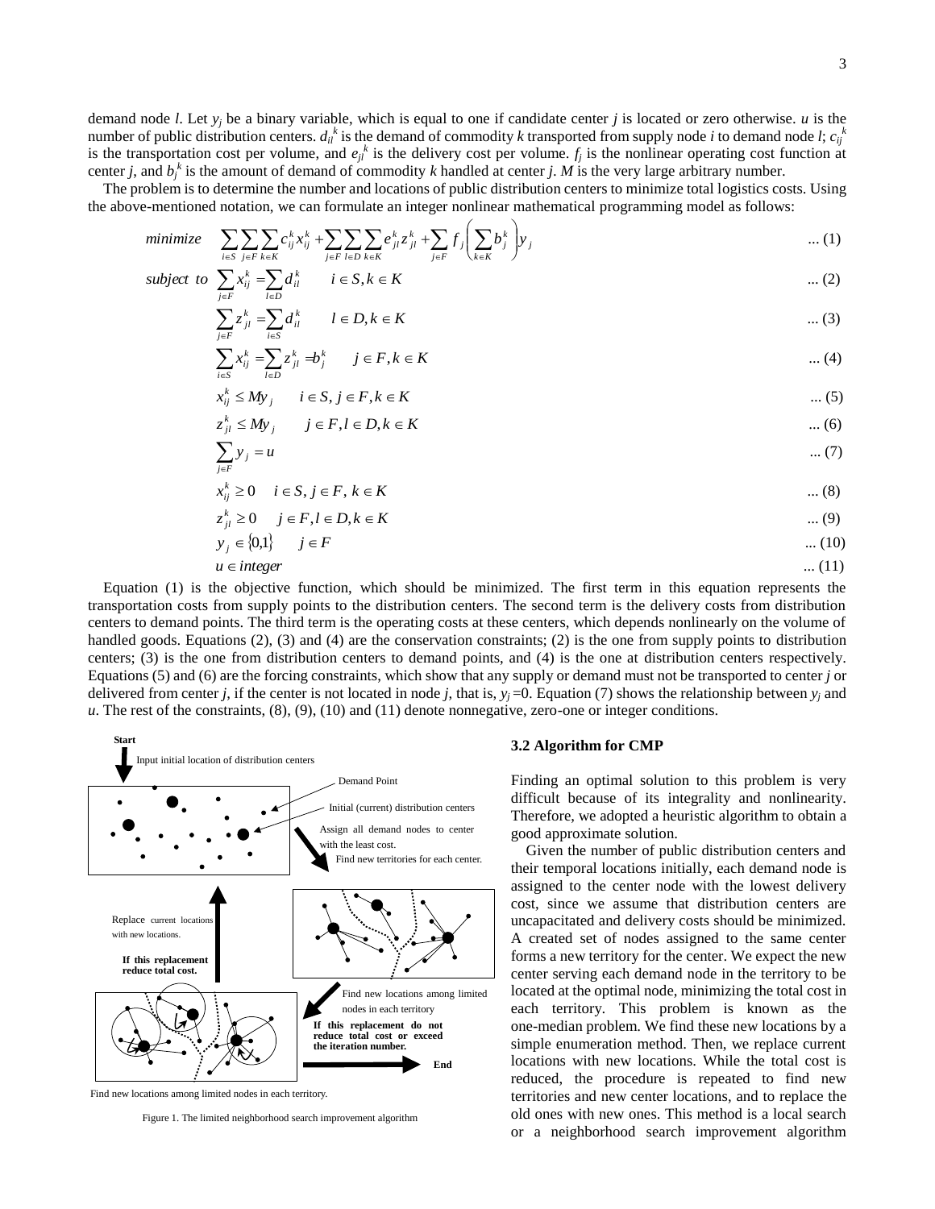demand node $l$. Let $y_j$ be a binary variable, which is equal to one if candidate center $j$ is located or zero otherwise. $u$ is the number of public distribution centers. $d_{il}^k$ is the demand of commodity $k$ transported from supply node $i$ to demand node $l$; $c_{ij}^k$ is the transportation cost per volume, and $e_{jl}^k$ is the delivery cost per volume. $f_j$ is the nonlinear operating cost function at center $j$, and $b_j^k$ is the amount of demand of commodity $k$ handled at center $j$. $M$ is the very large arbitrary number.

The problem is to determine the number and locations of public distribution centers to minimize total logistics costs. Using the above-mentioned notation, we can formulate an integer nonlinear mathematical programming model as follows:

$$\text{minimize} \quad \sum_{i \in S} \sum_{j \in F} \sum_{k \in K} c_{ij}^k x_{ij}^k + \sum_{j \in F} \sum_{l \in D} \sum_{k \in K} e_{jl}^k z_{jl}^k + \sum_{j \in F} f_j \left( \sum_{k \in K} b_j^k \right) y_j \quad \text{... (1)}$$

$$\text{subject to} \quad \sum_{j \in F} x_{ij}^k = \sum_{l \in D} d_{il}^k \qquad i \in S, k \in K \quad \text{... (2)}$$

$$\sum_{j \in F} z_{jl}^k = \sum_{i \in S} d_{il}^k \qquad l \in D, k \in K \quad \text{... (3)}$$

$$\sum_{i \in S} x_{ij}^k = \sum_{l \in D} z_{jl}^k = b_j^k \qquad j \in F, k \in K \quad \text{... (4)}$$

$$x_{ij}^k \le M y_j \qquad i \in S, j \in F, k \in K \quad \text{... (5)}$$

$$z_{jl}^k \le M y_j \qquad j \in F, l \in D, k \in K \quad \text{... (6)}$$

$$\sum_{j \in F} y_j = u \quad \text{... (7)}$$

$$x_{ij}^k \ge 0 \quad i \in S, j \in F, k \in K \quad \text{... (8)}$$

$$z_{jl}^k \ge 0 \quad j \in F, l \in D, k \in K \quad \text{... (9)}$$

$$y_j \in \{0,1\} \qquad j \in F \quad \text{... (10)}$$

$$u \in \text{integer} \quad \text{... (11)}$$

Equation (1) is the objective function, which should be minimized. The first term in this equation represents the transportation costs from supply points to the distribution centers. The second term is the delivery costs from distribution centers to demand points. The third term is the operating costs at these centers, which depends nonlinearly on the volume of handled goods. Equations (2), (3) and (4) are the conservation constraints; (2) is the one from supply points to distribution centers; (3) is the one from distribution centers to demand points, and (4) is the one at distribution centers respectively. Equations (5) and (6) are the forcing constraints, which show that any supply or demand must not be transported to center $j$ or delivered from center $j$, if the center is not located in node $j$, that is, $y_j = 0$. Equation (7) shows the relationship between $y_j$ and $u$. The rest of the constraints, (8), (9), (10) and (11) denote nonnegative, zero-one or integer conditions.

Start

Input initial location of distribution centers

Demand Point

Initial (current) distribution centers

Assign all demand nodes to center with the least cost.

Find new territories for each center.

Replace current locations with new locations.

**If this replacement reduce total cost.**

Find new locations among limited nodes in each territory

**If this replacement do not reduce total cost or exceed the iteration number.**

End

Find new locations among limited nodes in each territory.

Figure 1. The limited neighborhood search improvement algorithm

### 3.2 Algorithm for CMP

Finding an optimal solution to this problem is very difficult because of its integrality and nonlinearity. Therefore, we adopted a heuristic algorithm to obtain a good approximate solution.

Given the number of public distribution centers and their temporal locations initially, each demand node is assigned to the center node with the lowest delivery cost, since we assume that distribution centers are uncapacitated and delivery costs should be minimized. A created set of nodes assigned to the same center forms a new territory for the center. We expect the new center serving each demand node in the territory to be located at the optimal node, minimizing the total cost in each territory. This problem is known as the one-median problem. We find these new locations by a simple enumeration method. Then, we replace current locations with new locations. While the total cost is reduced, the procedure is repeated to find new territories and new center locations, and to replace the old ones with new ones. This method is a local search or a neighborhood search improvement algorithm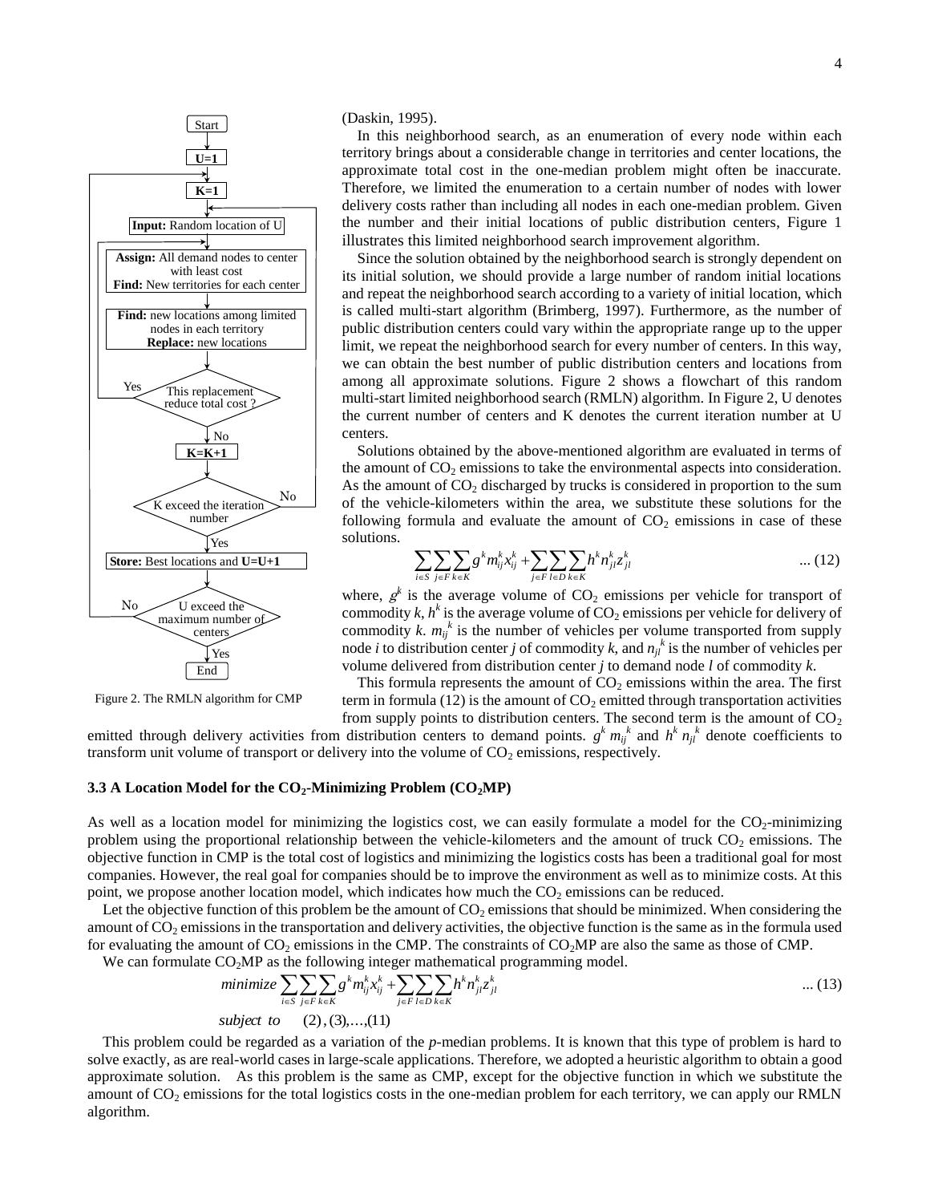(Daskin, 1995).

In this neighborhood search, as an enumeration of every node within each territory brings about a considerable change in territories and center locations, the approximate total cost in the one-median problem might often be inaccurate. Therefore, we limited the enumeration to a certain number of nodes with lower delivery costs rather than including all nodes in each one-median problem. Given the number and their initial locations of public distribution centers, Figure 1 illustrates this limited neighborhood search improvement algorithm.

Since the solution obtained by the neighborhood search is strongly dependent on its initial solution, we should provide a large number of random initial locations and repeat the neighborhood search according to a variety of initial location, which is called multi-start algorithm (Brimberg, 1997). Furthermore, as the number of public distribution centers could vary within the appropriate range up to the upper limit, we repeat the neighborhood search for every number of centers. In this way, we can obtain the best number of public distribution centers and locations from among all approximate solutions. Figure 2 shows a flowchart of this random multi-start limited neighborhood search (RMLN) algorithm. In Figure 2, U denotes the current number of centers and K denotes the current iteration number at U centers.

Start → **U=1** → **K=1** → **Input:** Random location of U → **Assign:** All demand nodes to center with least cost; **Find:** New territories for each center → **Find:** new locations among limited nodes in each territory; **Replace:** new locations → This replacement reduce total cost? (Yes: back to Assign; No: continue) → **K=K+1** → K exceed the iteration number? (No: back to Input; Yes: continue) → **Store:** Best locations and **U=U+1** → U exceed the maximum number of centers? (No: back to K=1; Yes: End)

Figure 2. The RMLN algorithm for CMP

Solutions obtained by the above-mentioned algorithm are evaluated in terms of the amount of $CO_2$ emissions to take the environmental aspects into consideration. As the amount of $CO_2$ discharged by trucks is considered in proportion to the sum of the vehicle-kilometers within the area, we substitute these solutions for the following formula and evaluate the amount of $CO_2$ emissions in case of these solutions.

$$\sum_{i\in S}\sum_{j\in F}\sum_{k\in K} g^k m_{ij}^k x_{ij}^k + \sum_{j\in F}\sum_{l\in D}\sum_{k\in K} h^k n_{jl}^k z_{jl}^k \quad \text{... (12)}$$

where, $g^k$ is the average volume of $CO_2$ emissions per vehicle for transport of commodity $k$, $h^k$ is the average volume of $CO_2$ emissions per vehicle for delivery of commodity $k$. $m_{ij}^k$ is the number of vehicles per volume transported from supply node $i$ to distribution center $j$ of commodity $k$, and $n_{jl}^k$ is the number of vehicles per volume delivered from distribution center $j$ to demand node $l$ of commodity $k$.

This formula represents the amount of $CO_2$ emissions within the area. The first term in formula (12) is the amount of $CO_2$ emitted through transportation activities from supply points to distribution centers. The second term is the amount of $CO_2$ emitted through delivery activities from distribution centers to demand points. $g^k m_{ij}^k$ and $h^k n_{jl}^k$ denote coefficients to transform unit volume of transport or delivery into the volume of $CO_2$ emissions, respectively.

### 3.3 A Location Model for the $CO_2$-Minimizing Problem ($CO_2$MP)

As well as a location model for minimizing the logistics cost, we can easily formulate a model for the $CO_2$-minimizing problem using the proportional relationship between the vehicle-kilometers and the amount of truck $CO_2$ emissions. The objective function in CMP is the total cost of logistics and minimizing the logistics costs has been a traditional goal for most companies. However, the real goal for companies should be to improve the environment as well as to minimize costs. At this point, we propose another location model, which indicates how much the $CO_2$ emissions can be reduced.

Let the objective function of this problem be the amount of $CO_2$ emissions that should be minimized. When considering the amount of $CO_2$ emissions in the transportation and delivery activities, the objective function is the same as in the formula used for evaluating the amount of $CO_2$ emissions in the CMP. The constraints of $CO_2$MP are also the same as those of CMP.

We can formulate $CO_2$MP as the following integer mathematical programming model.

$$\textit{minimize} \sum_{i\in S}\sum_{j\in F}\sum_{k\in K} g^k m_{ij}^k x_{ij}^k + \sum_{j\in F}\sum_{l\in D}\sum_{k\in K} h^k n_{jl}^k z_{jl}^k \quad \text{... (13)}$$

$$\textit{subject to} \quad (2), (3), \ldots, (11)$$

This problem could be regarded as a variation of the *p*-median problems. It is known that this type of problem is hard to solve exactly, as are real-world cases in large-scale applications. Therefore, we adopted a heuristic algorithm to obtain a good approximate solution. As this problem is the same as CMP, except for the objective function in which we substitute the amount of $CO_2$ emissions for the total logistics costs in the one-median problem for each territory, we can apply our RMLN algorithm.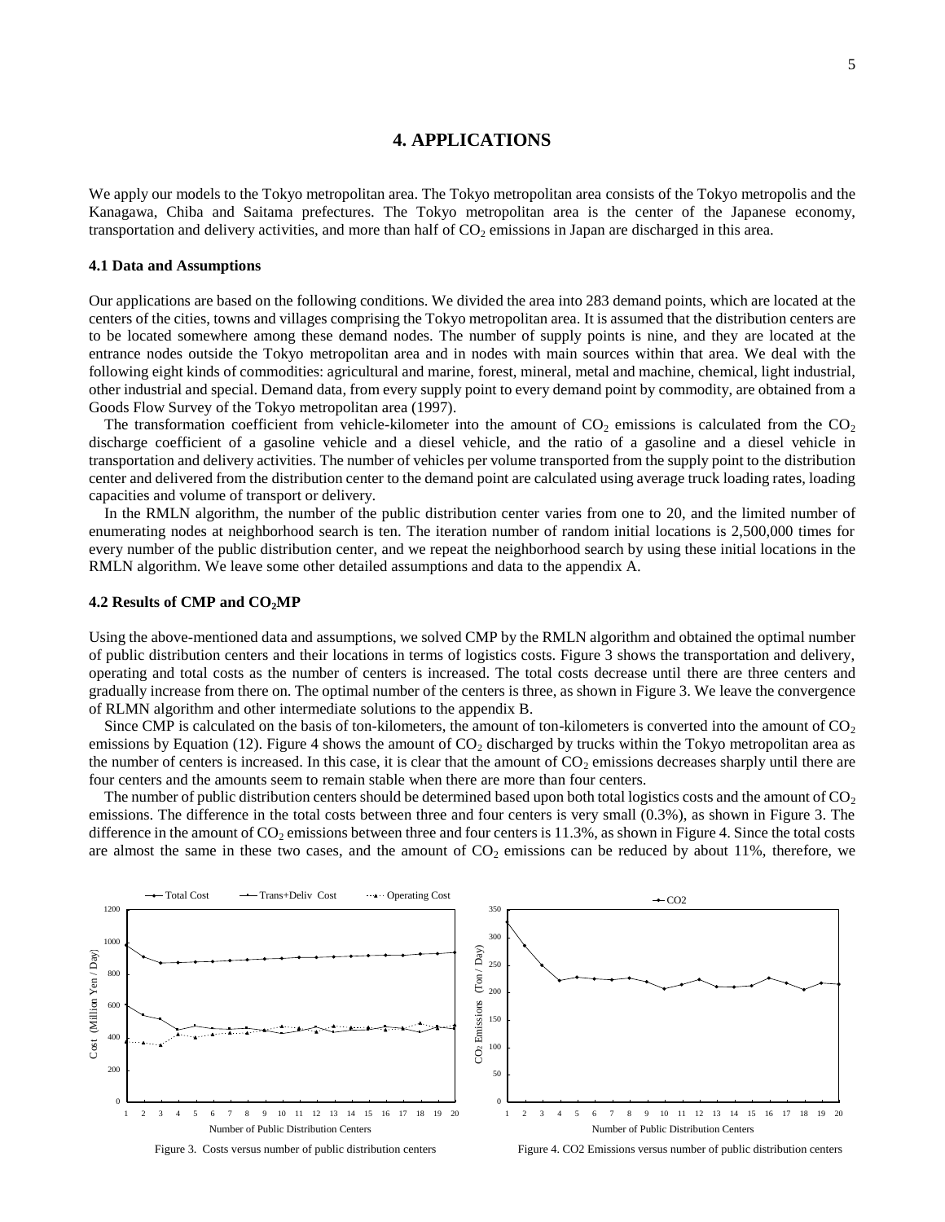# 4. APPLICATIONS

We apply our models to the Tokyo metropolitan area. The Tokyo metropolitan area consists of the Tokyo metropolis and the Kanagawa, Chiba and Saitama prefectures. The Tokyo metropolitan area is the center of the Japanese economy, transportation and delivery activities, and more than half of $CO_2$ emissions in Japan are discharged in this area.

### 4.1 Data and Assumptions

Our applications are based on the following conditions. We divided the area into 283 demand points, which are located at the centers of the cities, towns and villages comprising the Tokyo metropolitan area. It is assumed that the distribution centers are to be located somewhere among these demand nodes. The number of supply points is nine, and they are located at the entrance nodes outside the Tokyo metropolitan area and in nodes with main sources within that area. We deal with the following eight kinds of commodities: agricultural and marine, forest, mineral, metal and machine, chemical, light industrial, other industrial and special. Demand data, from every supply point to every demand point by commodity, are obtained from a Goods Flow Survey of the Tokyo metropolitan area (1997).

The transformation coefficient from vehicle-kilometer into the amount of $CO_2$ emissions is calculated from the $CO_2$ discharge coefficient of a gasoline vehicle and a diesel vehicle, and the ratio of a gasoline and a diesel vehicle in transportation and delivery activities. The number of vehicles per volume transported from the supply point to the distribution center and delivered from the distribution center to the demand point are calculated using average truck loading rates, loading capacities and volume of transport or delivery.

In the RMLN algorithm, the number of the public distribution center varies from one to 20, and the limited number of enumerating nodes at neighborhood search is ten. The iteration number of random initial locations is 2,500,000 times for every number of the public distribution center, and we repeat the neighborhood search by using these initial locations in the RMLN algorithm. We leave some other detailed assumptions and data to the appendix A.

### 4.2 Results of CMP and $CO_2$MP

Using the above-mentioned data and assumptions, we solved CMP by the RMLN algorithm and obtained the optimal number of public distribution centers and their locations in terms of logistics costs. Figure 3 shows the transportation and delivery, operating and total costs as the number of centers is increased. The total costs decrease until there are three centers and gradually increase from there on. The optimal number of the centers is three, as shown in Figure 3. We leave the convergence of RLMN algorithm and other intermediate solutions to the appendix B.

Since CMP is calculated on the basis of ton-kilometers, the amount of ton-kilometers is converted into the amount of $CO_2$ emissions by Equation (12). Figure 4 shows the amount of $CO_2$ discharged by trucks within the Tokyo metropolitan area as the number of centers is increased. In this case, it is clear that the amount of $CO_2$ emissions decreases sharply until there are four centers and the amounts seem to remain stable when there are more than four centers.

The number of public distribution centers should be determined based upon both total logistics costs and the amount of $CO_2$ emissions. The difference in the total costs between three and four centers is very small (0.3%), as shown in Figure 3. The difference in the amount of $CO_2$ emissions between three and four centers is 11.3%, as shown in Figure 4. Since the total costs are almost the same in these two cases, and the amount of $CO_2$ emissions can be reduced by about 11%, therefore, we

Figure 3. Costs versus number of public distribution centers

Figure 4. CO2 Emissions versus number of public distribution centers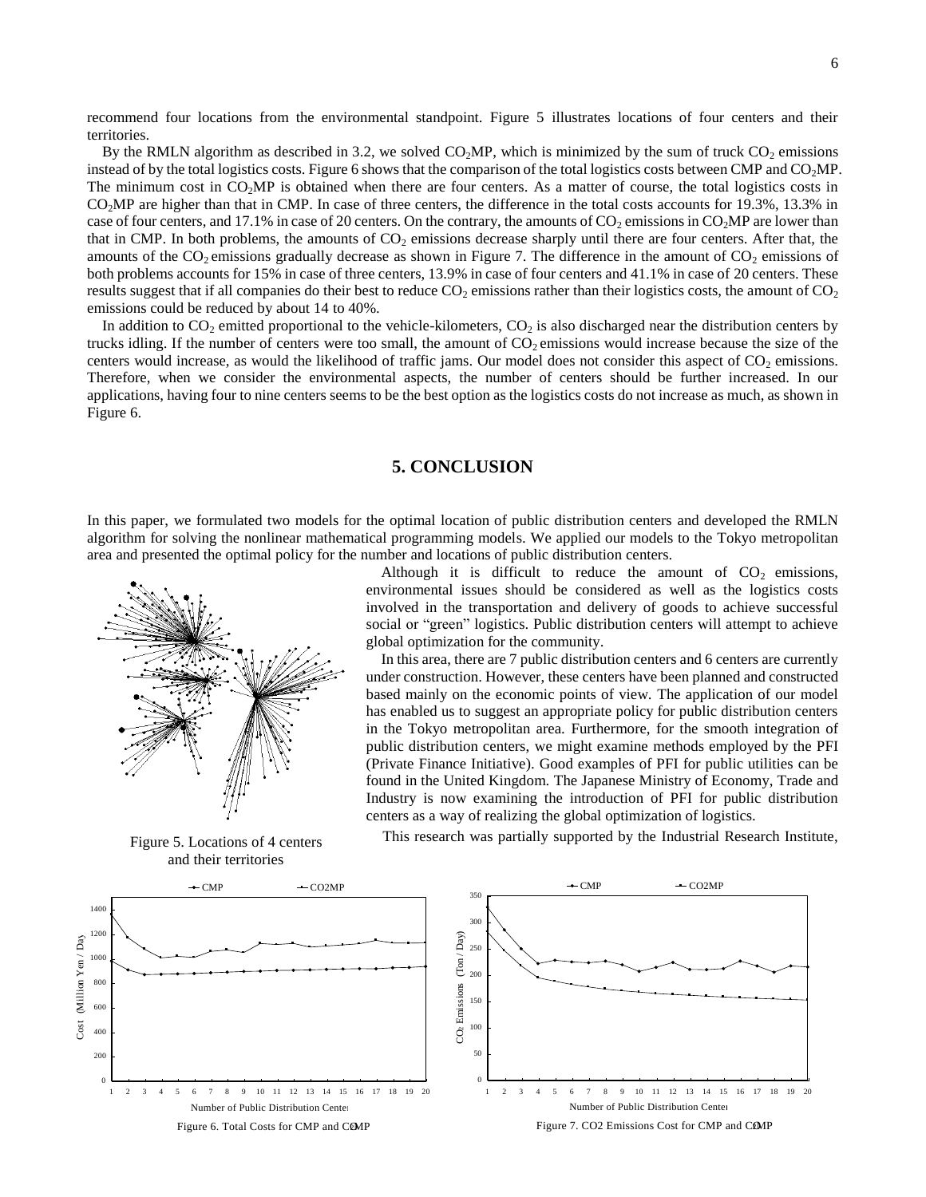recommend four locations from the environmental standpoint. Figure 5 illustrates locations of four centers and their territories.

By the RMLN algorithm as described in 3.2, we solved $CO_2$MP, which is minimized by the sum of truck $CO_2$ emissions instead of by the total logistics costs. Figure 6 shows that the comparison of the total logistics costs between CMP and $CO_2$MP. The minimum cost in $CO_2$MP is obtained when there are four centers. As a matter of course, the total logistics costs in $CO_2$MP are higher than that in CMP. In case of three centers, the difference in the total costs accounts for 19.3%, 13.3% in case of four centers, and 17.1% in case of 20 centers. On the contrary, the amounts of $CO_2$ emissions in $CO_2$MP are lower than that in CMP. In both problems, the amounts of $CO_2$ emissions decrease sharply until there are four centers. After that, the amounts of the $CO_2$ emissions gradually decrease as shown in Figure 7. The difference in the amount of $CO_2$ emissions of both problems accounts for 15% in case of three centers, 13.9% in case of four centers and 41.1% in case of 20 centers. These results suggest that if all companies do their best to reduce $CO_2$ emissions rather than their logistics costs, the amount of $CO_2$ emissions could be reduced by about 14 to 40%.

In addition to $CO_2$ emitted proportional to the vehicle-kilometers, $CO_2$ is also discharged near the distribution centers by trucks idling. If the number of centers were too small, the amount of $CO_2$ emissions would increase because the size of the centers would increase, as would the likelihood of traffic jams. Our model does not consider this aspect of $CO_2$ emissions. Therefore, when we consider the environmental aspects, the number of centers should be further increased. In our applications, having four to nine centers seems to be the best option as the logistics costs do not increase as much, as shown in Figure 6.

## 5. CONCLUSION

In this paper, we formulated two models for the optimal location of public distribution centers and developed the RMLN algorithm for solving the nonlinear mathematical programming models. We applied our models to the Tokyo metropolitan area and presented the optimal policy for the number and locations of public distribution centers.

Although it is difficult to reduce the amount of $CO_2$ emissions, environmental issues should be considered as well as the logistics costs involved in the transportation and delivery of goods to achieve successful social or "green" logistics. Public distribution centers will attempt to achieve global optimization for the community.

In this area, there are 7 public distribution centers and 6 centers are currently under construction. However, these centers have been planned and constructed based mainly on the economic points of view. The application of our model has enabled us to suggest an appropriate policy for public distribution centers in the Tokyo metropolitan area. Furthermore, for the smooth integration of public distribution centers, we might examine methods employed by the PFI (Private Finance Initiative). Good examples of PFI for public utilities can be found in the United Kingdom. The Japanese Ministry of Economy, Trade and Industry is now examining the introduction of PFI for public distribution centers as a way of realizing the global optimization of logistics.

This research was partially supported by the Industrial Research Institute,

Figure 5. Locations of 4 centers and their territories

Figure 6. Total Costs for CMP and $CO_2$MP

Figure 7. CO2 Emissions Cost for CMP and $CO_2$MP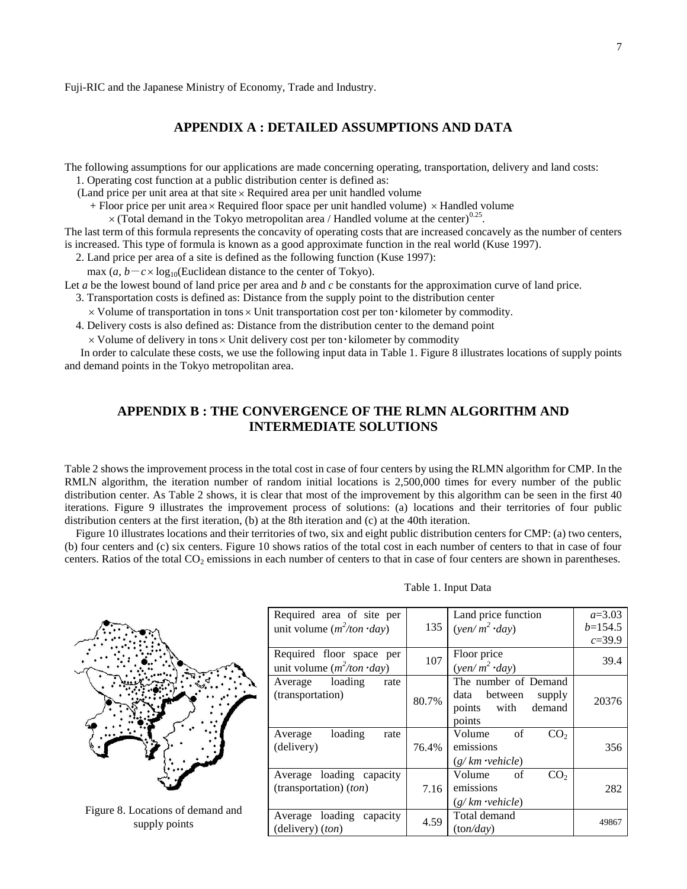Fuji-RIC and the Japanese Ministry of Economy, Trade and Industry.

## APPENDIX A : DETAILED ASSUMPTIONS AND DATA

The following assumptions for our applications are made concerning operating, transportation, delivery and land costs:

1. Operating cost function at a public distribution center is defined as:

(Land price per unit area at that site × Required area per unit handled volume
+ Floor price per unit area × Required floor space per unit handled volume) × Handled volume
× (Total demand in the Tokyo metropolitan area / Handled volume at the center)$^{0.25}$.

The last term of this formula represents the concavity of operating costs that are increased concavely as the number of centers is increased. This type of formula is known as a good approximate function in the real world (Kuse 1997).

2. Land price per area of a site is defined as the following function (Kuse 1997):

max ($a$, $b - c \times \log_{10}$(Euclidean distance to the center of Tokyo).

Let $a$ be the lowest bound of land price per area and $b$ and $c$ be constants for the approximation curve of land price.

3. Transportation costs is defined as: Distance from the supply point to the distribution center
× Volume of transportation in tons × Unit transportation cost per ton･kilometer by commodity.

4. Delivery costs is also defined as: Distance from the distribution center to the demand point
× Volume of delivery in tons × Unit delivery cost per ton･kilometer by commodity

In order to calculate these costs, we use the following input data in Table 1. Figure 8 illustrates locations of supply points and demand points in the Tokyo metropolitan area.

## APPENDIX B : THE CONVERGENCE OF THE RLMN ALGORITHM AND INTERMEDIATE SOLUTIONS

Table 2 shows the improvement process in the total cost in case of four centers by using the RLMN algorithm for CMP. In the RMLN algorithm, the iteration number of random initial locations is 2,500,000 times for every number of the public distribution center. As Table 2 shows, it is clear that most of the improvement by this algorithm can be seen in the first 40 iterations. Figure 9 illustrates the improvement process of solutions: (a) locations and their territories of four public distribution centers at the first iteration, (b) at the 8th iteration and (c) at the 40th iteration.

Figure 10 illustrates locations and their territories of two, six and eight public distribution centers for CMP: (a) two centers, (b) four centers and (c) six centers. Figure 10 shows ratios of the total cost in each number of centers to that in case of four centers. Ratios of the total $CO_2$ emissions in each number of centers to that in case of four centers are shown in parentheses.

Figure 8. Locations of demand and supply points

Table 1. Input Data

| | | | |
|---|---|---|---|
| Required area of site per unit volume ($m^2$/*ton･day*) | 135 | Land price function (*yen/* $m^2$ *･day*) | $a$=3.03 $b$=154.5 $c$=39.9 |
| Required floor space per unit volume ($m^2$/*ton･day*) | 107 | Floor price (*yen/* $m^2$ *･day*) | 39.4 |
| Average loading rate (transportation) | 80.7% | The number of Demand data between supply points with demand points | 20376 |
| Average loading rate (delivery) | 76.4% | Volume of $CO_2$ emissions (*g/ km･vehicle*) | 356 |
| Average loading capacity (transportation) (*ton*) | 7.16 | Volume of $CO_2$ emissions (*g/ km･vehicle*) | 282 |
| Average loading capacity (delivery) (*ton*) | 4.59 | Total demand (to*n/day*) | 49867 |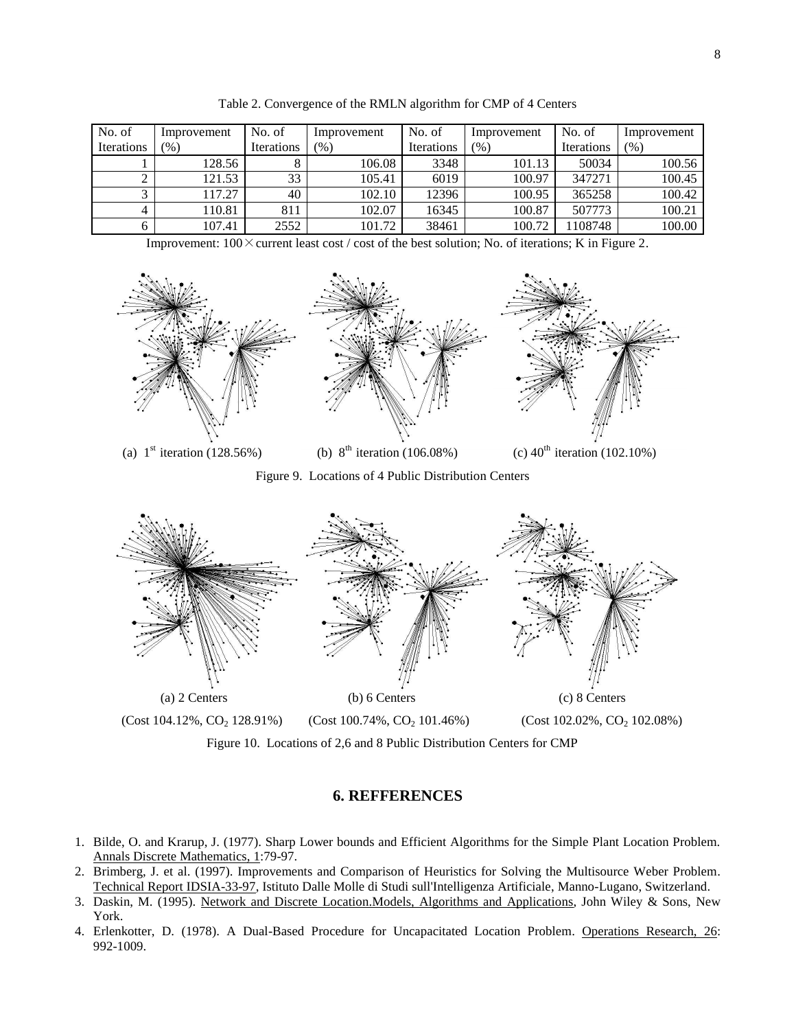Table 2. Convergence of the RMLN algorithm for CMP of 4 Centers

| No. of Iterations | Improvement (%) | No. of Iterations | Improvement (%) | No. of Iterations | Improvement (%) | No. of Iterations | Improvement (%) |
|---|---|---|---|---|---|---|---|
| 1 | 128.56 | 8 | 106.08 | 3348 | 101.13 | 50034 | 100.56 |
| 2 | 121.53 | 33 | 105.41 | 6019 | 100.97 | 347271 | 100.45 |
| 3 | 117.27 | 40 | 102.10 | 12396 | 100.95 | 365258 | 100.42 |
| 4 | 110.81 | 811 | 102.07 | 16345 | 100.87 | 507773 | 100.21 |
| 6 | 107.41 | 2552 | 101.72 | 38461 | 100.72 | 1108748 | 100.00 |

Improvement: 100 × current least cost / cost of the best solution; No. of iterations; K in Figure 2.

(a) 1st iteration (128.56%) (b) 8th iteration (106.08%) (c) 40th iteration (102.10%)

Figure 9. Locations of 4 Public Distribution Centers

(a) 2 Centers (Cost 104.12%, $CO_2$ 128.91%) (b) 6 Centers (Cost 100.74%, $CO_2$ 101.46%) (c) 8 Centers (Cost 102.02%, $CO_2$ 102.08%)

Figure 10. Locations of 2,6 and 8 Public Distribution Centers for CMP

## 6. REFFERENCES

1. Bilde, O. and Krarup, J. (1977). Sharp Lower bounds and Efficient Algorithms for the Simple Plant Location Problem. Annals Discrete Mathematics, 1:79-97.
2. Brimberg, J. et al. (1997). Improvements and Comparison of Heuristics for Solving the Multisource Weber Problem. Technical Report IDSIA-33-97, Istituto Dalle Molle di Studi sull'Intelligenza Artificiale, Manno-Lugano, Switzerland.
3. Daskin, M. (1995). Network and Discrete Location.Models, Algorithms and Applications, John Wiley & Sons, New York.
4. Erlenkotter, D. (1978). A Dual-Based Procedure for Uncapacitated Location Problem. Operations Research, 26: 992-1009.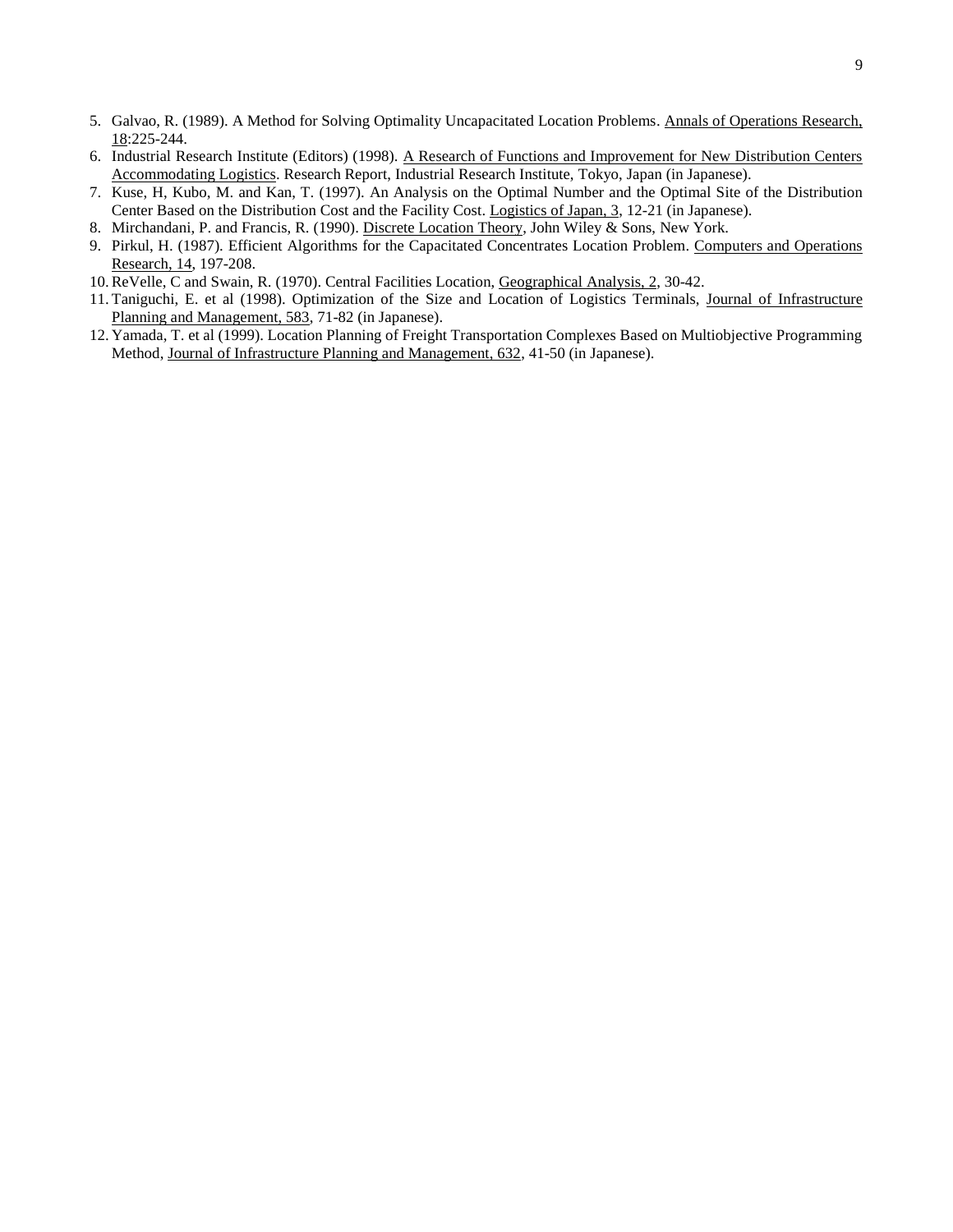5. Galvao, R. (1989). A Method for Solving Optimality Uncapacitated Location Problems. Annals of Operations Research, 18:225-244.
6. Industrial Research Institute (Editors) (1998). A Research of Functions and Improvement for New Distribution Centers Accommodating Logistics. Research Report, Industrial Research Institute, Tokyo, Japan (in Japanese).
7. Kuse, H, Kubo, M. and Kan, T. (1997). An Analysis on the Optimal Number and the Optimal Site of the Distribution Center Based on the Distribution Cost and the Facility Cost. Logistics of Japan, 3, 12-21 (in Japanese).
8. Mirchandani, P. and Francis, R. (1990). Discrete Location Theory, John Wiley & Sons, New York.
9. Pirkul, H. (1987). Efficient Algorithms for the Capacitated Concentrates Location Problem. Computers and Operations Research, 14, 197-208.
10. ReVelle, C and Swain, R. (1970). Central Facilities Location, Geographical Analysis, 2, 30-42.
11. Taniguchi, E. et al (1998). Optimization of the Size and Location of Logistics Terminals, Journal of Infrastructure Planning and Management, 583, 71-82 (in Japanese).
12. Yamada, T. et al (1999). Location Planning of Freight Transportation Complexes Based on Multiobjective Programming Method, Journal of Infrastructure Planning and Management, 632, 41-50 (in Japanese).